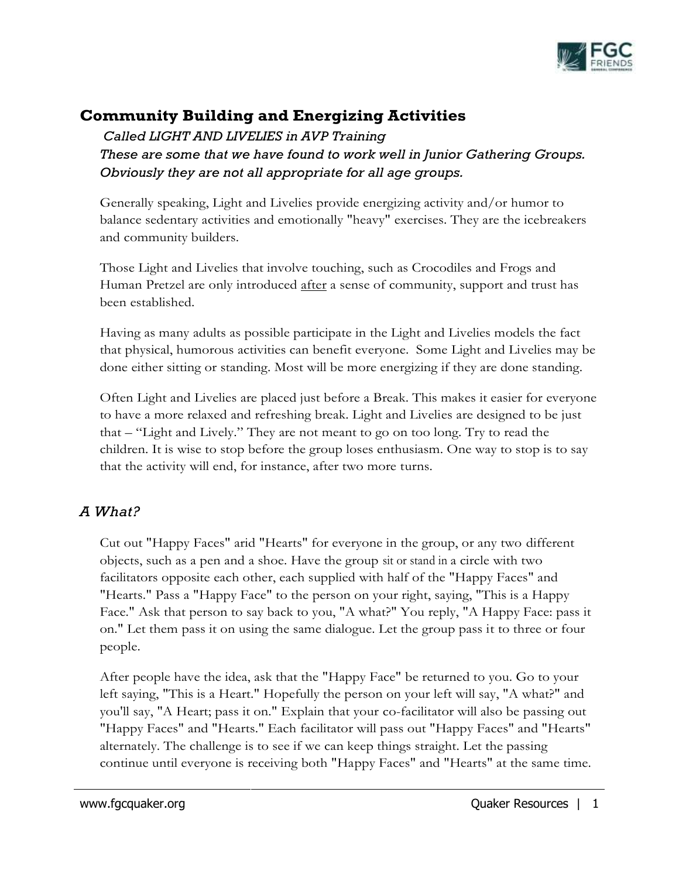## Community Building and Energizing Activities

*Called LIGHT AND LIVELIES in AVP Training*

*These are some that we have found to work well in Junior Gathering Groups. Obviously they are not all appropriate for all age groups.*

Generally speaking, Light and Livelies provide energizing activity and/or humor to balance sedentary activities and emotionally "heavy" exercises. They are the icebreakers and community builders.

Those Light and Livelies that involve touching, such as Crocodiles and Frogs and Human Pretzel are only introduced after a sense of community, support and trust has been established.

Having as many adults as possible participate in the Light and Livelies models the fact that physical, humorous activities can benefit everyone. Some Light and Livelies may be done either sitting or standing. Most will be more energizing if they are done standing.

Often Light and Livelies are placed just before a Break. This makes it easier for everyone to have a more relaxed and refreshing break. Light and Livelies are designed to be just that – "Light and Lively." They are not meant to go on too long. Try to read the children. It is wise to stop before the group loses enthusiasm. One way to stop is to say that the activity will end, for instance, after two more turns.

### *A What?*

Cut out "Happy Faces" arid "Hearts" for everyone in the group, or any two different objects, such as a pen and a shoe. Have the group sit or stand in a circle with two facilitators opposite each other, each supplied with half of the "Happy Faces" and "Hearts." Pass a "Happy Face" to the person on your right, saying, "This is a Happy Face." Ask that person to say back to you, "A what?" You reply, "A Happy Face: pass it on." Let them pass it on using the same dialogue. Let the group pass it to three or four people.

After people have the idea, ask that the "Happy Face" be returned to you. Go to your left saying, "This is a Heart." Hopefully the person on your left will say, "A what?" and you'll say, "A Heart; pass it on." Explain that your co-facilitator will also be passing out "Happy Faces" and "Hearts." Each facilitator will pass out "Happy Faces" and "Hearts" alternately. The challenge is to see if we can keep things straight. Let the passing continue until everyone is receiving both "Happy Faces" and "Hearts" at the same time.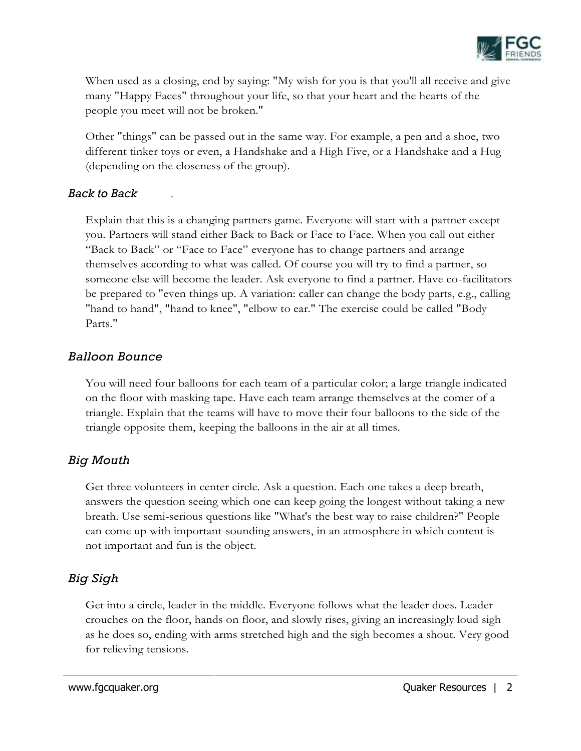When used as a closing, end by saying: "My wish for you is that you'll all receive and give many "Happy Faces" throughout your life, so that your heart and the hearts of the people you meet will not be broken."

Other "things" can be passed out in the same way. For example, a pen and a shoe, two different tinker toys or even, a Handshake and a High Five, or a Handshake and a Hug (depending on the closeness of the group).

### *Back to Back*

Explain that this is a changing partners game. Everyone will start with a partner except you. Partners will stand either Back to Back or Face to Face. When you call out either "Back to Back" or "Face to Face" everyone has to change partners and arrange themselves according to what was called. Of course you will try to find a partner, so someone else will become the leader. Ask everyone to find a partner. Have co-facilitators be prepared to "even things up. A variation: caller can change the body parts, e.g., calling "hand to hand", "hand to knee", "elbow to ear." The exercise could be called "Body Parts."

### *Balloon Bounce*

You will need four balloons for each team of a particular color; a large triangle indicated on the floor with masking tape. Have each team arrange themselves at the comer of a triangle. Explain that the teams will have to move their four balloons to the side of the triangle opposite them, keeping the balloons in the air at all times.

### *Big Mouth*

Get three volunteers in center circle. Ask a question. Each one takes a deep breath, answers the question seeing which one can keep going the longest without taking a new breath. Use semi-serious questions like "What's the best way to raise children?" People can come up with important-sounding answers, in an atmosphere in which content is not important and fun is the object.

### *Big Sigh*

Get into a circle, leader in the middle. Everyone follows what the leader does. Leader crouches on the floor, hands on floor, and slowly rises, giving an increasingly loud sigh as he does so, ending with arms stretched high and the sigh becomes a shout. Very good for relieving tensions.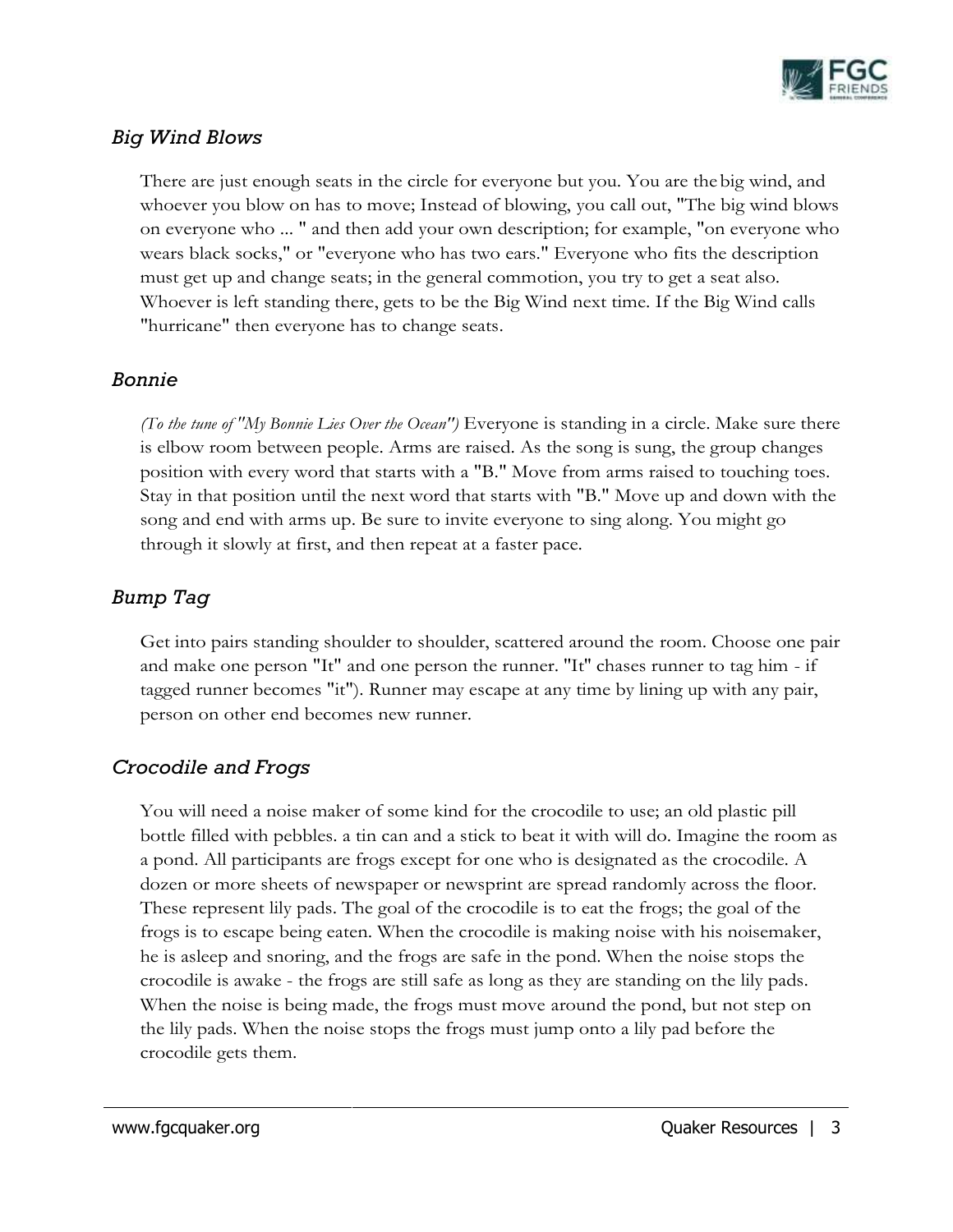### *Big Wind Blows*

There are just enough seats in the circle for everyone but you. You are the big wind, and whoever you blow on has to move; Instead of blowing, you call out, "The big wind blows on everyone who ... " and then add your own description; for example, "on everyone who wears black socks," or "everyone who has two ears." Everyone who fits the description must get up and change seats; in the general commotion, you try to get a seat also. Whoever is left standing there, gets to be the Big Wind next time. If the Big Wind calls "hurricane" then everyone has to change seats.

### *Bonnie*

*(To the tune of "My Bonnie Lies Over the Ocean")* Everyone is standing in a circle. Make sure there is elbow room between people. Arms are raised. As the song is sung, the group changes position with every word that starts with a "B." Move from arms raised to touching toes. Stay in that position until the next word that starts with "B." Move up and down with the song and end with arms up. Be sure to invite everyone to sing along. You might go through it slowly at first, and then repeat at a faster pace.

### *Bump Tag*

Get into pairs standing shoulder to shoulder, scattered around the room. Choose one pair and make one person "It" and one person the runner. "It" chases runner to tag him - if tagged runner becomes "it"). Runner may escape at any time by lining up with any pair, person on other end becomes new runner.

### *Crocodile and Frogs*

You will need a noise maker of some kind for the crocodile to use; an old plastic pill bottle filled with pebbles. a tin can and a stick to beat it with will do. Imagine the room as a pond. All participants are frogs except for one who is designated as the crocodile. A dozen or more sheets of newspaper or newsprint are spread randomly across the floor. These represent lily pads. The goal of the crocodile is to eat the frogs; the goal of the frogs is to escape being eaten. When the crocodile is making noise with his noisemaker, he is asleep and snoring, and the frogs are safe in the pond. When the noise stops the crocodile is awake - the frogs are still safe as long as they are standing on the lily pads. When the noise is being made, the frogs must move around the pond, but not step on the lily pads. When the noise stops the frogs must jump onto a lily pad before the crocodile gets them.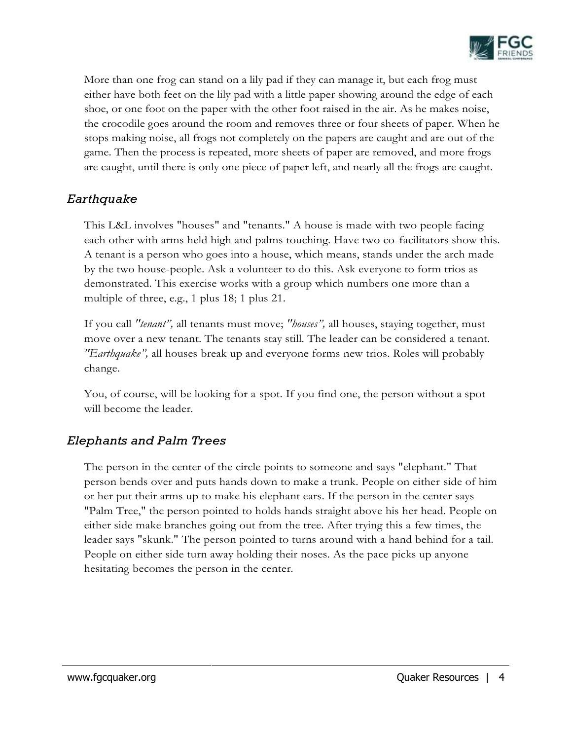More than one frog can stand on a lily pad if they can manage it, but each frog must either have both feet on the lily pad with a little paper showing around the edge of each shoe, or one foot on the paper with the other foot raised in the air. As he makes noise, the crocodile goes around the room and removes three or four sheets of paper. When he stops making noise, all frogs not completely on the papers are caught and are out of the game. Then the process is repeated, more sheets of paper are removed, and more frogs are caught, until there is only one piece of paper left, and nearly all the frogs are caught.

### *Earthquake*

This L&L involves "houses" and "tenants." A house is made with two people facing each other with arms held high and palms touching. Have two co-facilitators show this. A tenant is a person who goes into a house, which means, stands under the arch made by the two house-people. Ask a volunteer to do this. Ask everyone to form trios as demonstrated. This exercise works with a group which numbers one more than a multiple of three, e.g., 1 plus 18; 1 plus 21.

If you call *"tenant",* all tenants must move; *"houses",* all houses, staying together, must move over a new tenant. The tenants stay still. The leader can be considered a tenant. *"Earthquake",* all houses break up and everyone forms new trios. Roles will probably change.

You, of course, will be looking for a spot. If you find one, the person without a spot will become the leader.

### *Elephants and Palm Trees*

The person in the center of the circle points to someone and says "elephant." That person bends over and puts hands down to make a trunk. People on either side of him or her put their arms up to make his elephant ears. If the person in the center says "Palm Tree," the person pointed to holds hands straight above his her head. People on either side make branches going out from the tree. After trying this a few times, the leader says "skunk." The person pointed to turns around with a hand behind for a tail. People on either side turn away holding their noses. As the pace picks up anyone hesitating becomes the person in the center.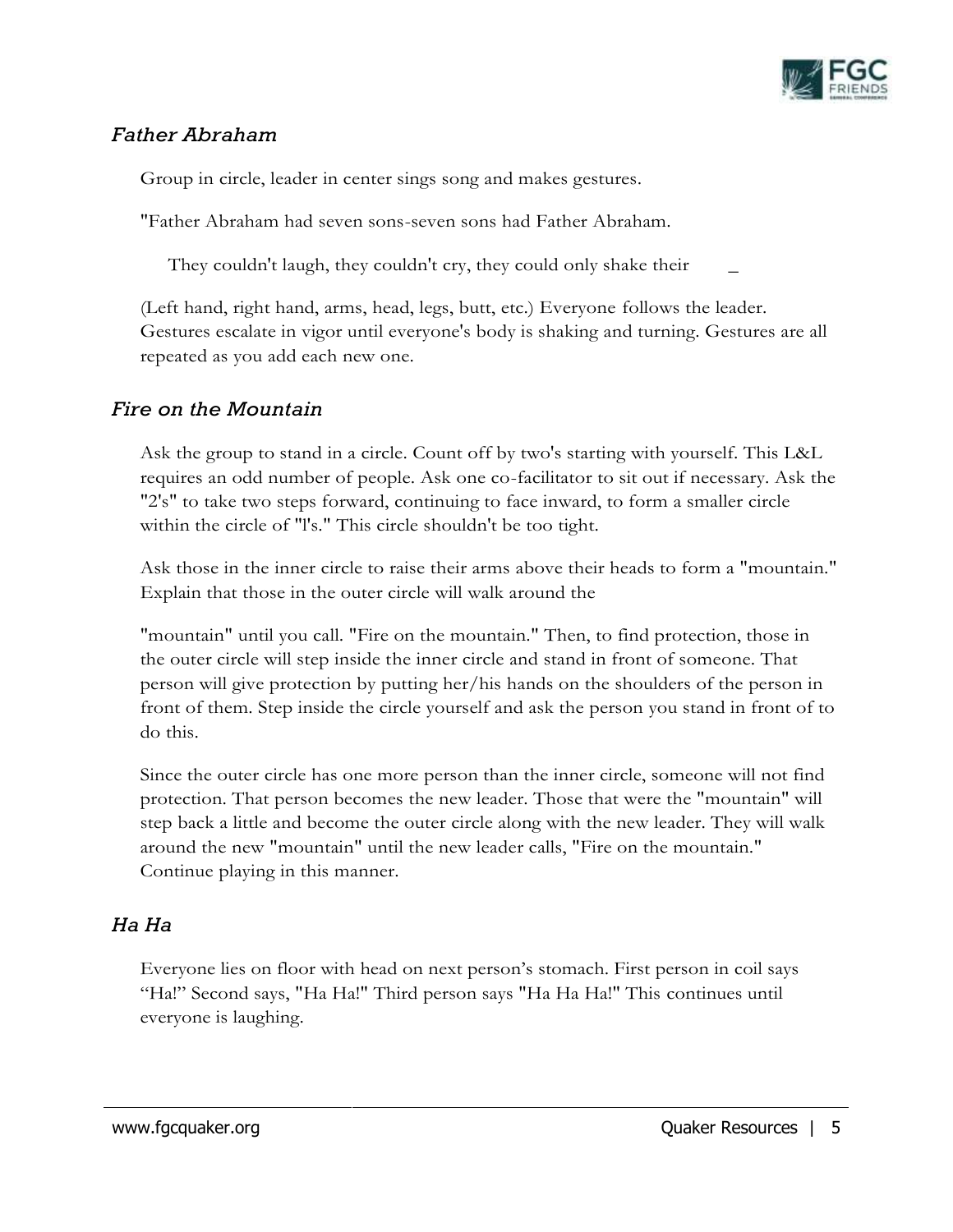### *Father Abraham*

Group in circle, leader in center sings song and makes gestures.

"Father Abraham had seven sons-seven sons had Father Abraham.

They couldn't laugh, they couldn't cry, they could only shake their _

(Left hand, right hand, arms, head, legs, butt, etc.) Everyone follows the leader. Gestures escalate in vigor until everyone's body is shaking and turning. Gestures are all repeated as you add each new one.

### *Fire on the Mountain*

Ask the group to stand in a circle. Count off by two's starting with yourself. This L&L requires an odd number of people. Ask one co-facilitator to sit out if necessary. Ask the "2's" to take two steps forward, continuing to face inward, to form a smaller circle within the circle of "l's." This circle shouldn't be too tight.

Ask those in the inner circle to raise their arms above their heads to form a "mountain." Explain that those in the outer circle will walk around the

"mountain" until you call. "Fire on the mountain." Then, to find protection, those in the outer circle will step inside the inner circle and stand in front of someone. That person will give protection by putting her/his hands on the shoulders of the person in front of them. Step inside the circle yourself and ask the person you stand in front of to do this.

Since the outer circle has one more person than the inner circle, someone will not find protection. That person becomes the new leader. Those that were the "mountain" will step back a little and become the outer circle along with the new leader. They will walk around the new "mountain" until the new leader calls, "Fire on the mountain." Continue playing in this manner.

### *Ha Ha*

Everyone lies on floor with head on next person's stomach. First person in coil says "Ha!" Second says, "Ha Ha!" Third person says "Ha Ha Ha!" This continues until everyone is laughing.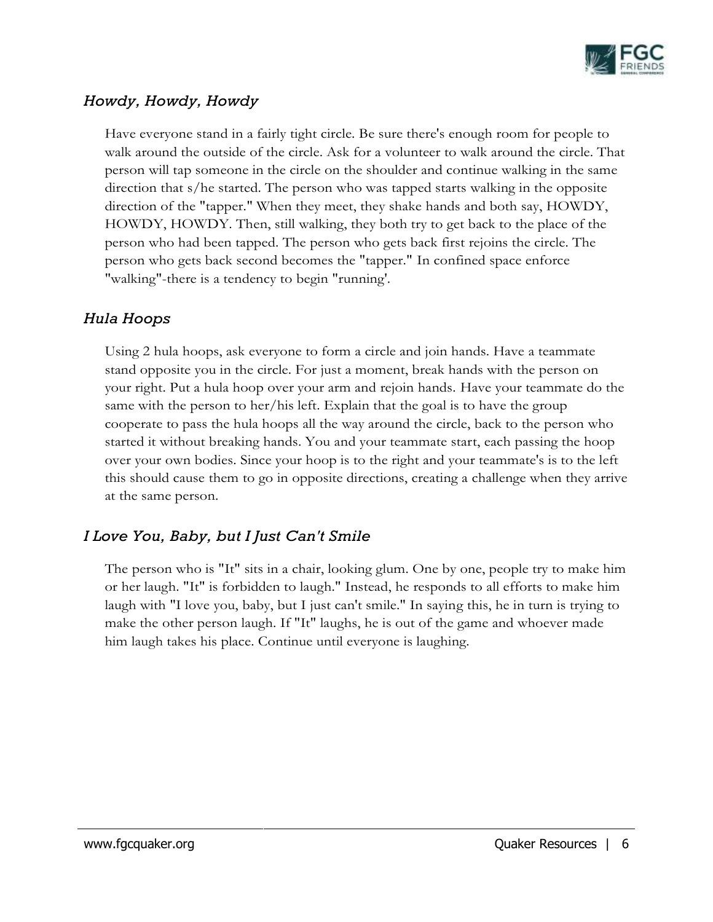## *Howdy, Howdy, Howdy*

Have everyone stand in a fairly tight circle. Be sure there's enough room for people to walk around the outside of the circle. Ask for a volunteer to walk around the circle. That person will tap someone in the circle on the shoulder and continue walking in the same direction that s/he started. The person who was tapped starts walking in the opposite direction of the "tapper." When they meet, they shake hands and both say, HOWDY, HOWDY, HOWDY. Then, still walking, they both try to get back to the place of the person who had been tapped. The person who gets back first rejoins the circle. The person who gets back second becomes the "tapper." In confined space enforce "walking"-there is a tendency to begin "running'.

## *Hula Hoops*

Using 2 hula hoops, ask everyone to form a circle and join hands. Have a teammate stand opposite you in the circle. For just a moment, break hands with the person on your right. Put a hula hoop over your arm and rejoin hands. Have your teammate do the same with the person to her/his left. Explain that the goal is to have the group cooperate to pass the hula hoops all the way around the circle, back to the person who started it without breaking hands. You and your teammate start, each passing the hoop over your own bodies. Since your hoop is to the right and your teammate's is to the left this should cause them to go in opposite directions, creating a challenge when they arrive at the same person.

## *I Love You, Baby, but I Just Can't Smile*

The person who is "It" sits in a chair, looking glum. One by one, people try to make him or her laugh. "It" is forbidden to laugh." Instead, he responds to all efforts to make him laugh with "I love you, baby, but I just can't smile." In saying this, he in turn is trying to make the other person laugh. If "It" laughs, he is out of the game and whoever made him laugh takes his place. Continue until everyone is laughing.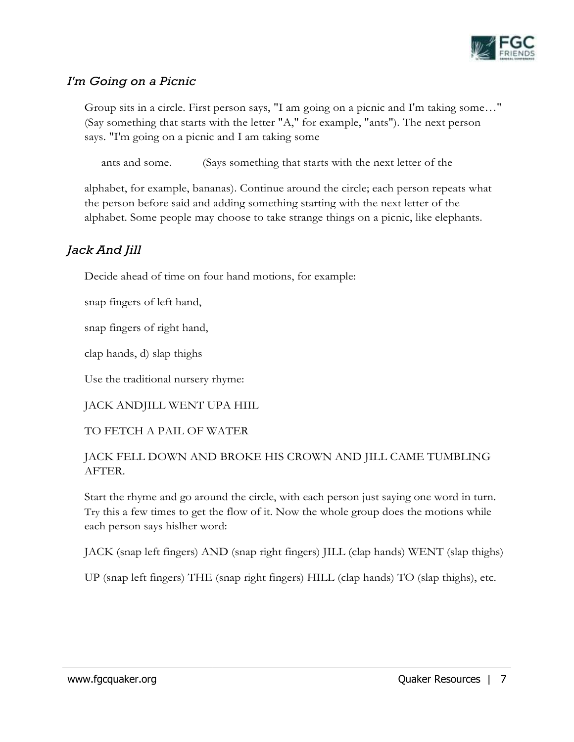## *I'm Going on a Picnic*

Group sits in a circle. First person says, "I am going on a picnic and I'm taking some…" (Say something that starts with the letter "A," for example, "ants"). The next person says. "I'm going on a picnic and I am taking some

ants and some. (Says something that starts with the next letter of the

alphabet, for example, bananas). Continue around the circle; each person repeats what the person before said and adding something starting with the next letter of the alphabet. Some people may choose to take strange things on a picnic, like elephants.

## *Jack And Jill*

Decide ahead of time on four hand motions, for example:

snap fingers of left hand,

snap fingers of right hand,

clap hands, d) slap thighs

Use the traditional nursery rhyme:

JACK ANDJILL WENT UPA HIIL

TO FETCH A PAIL OF WATER

JACK FELL DOWN AND BROKE HIS CROWN AND JILL CAME TUMBLING AFTER.

Start the rhyme and go around the circle, with each person just saying one word in turn. Try this a few times to get the flow of it. Now the whole group does the motions while each person says hislher word:

JACK (snap left fingers) AND (snap right fingers) JILL (clap hands) WENT (slap thighs)

UP (snap left fingers) THE (snap right fingers) HILL (clap hands) TO (slap thighs), etc.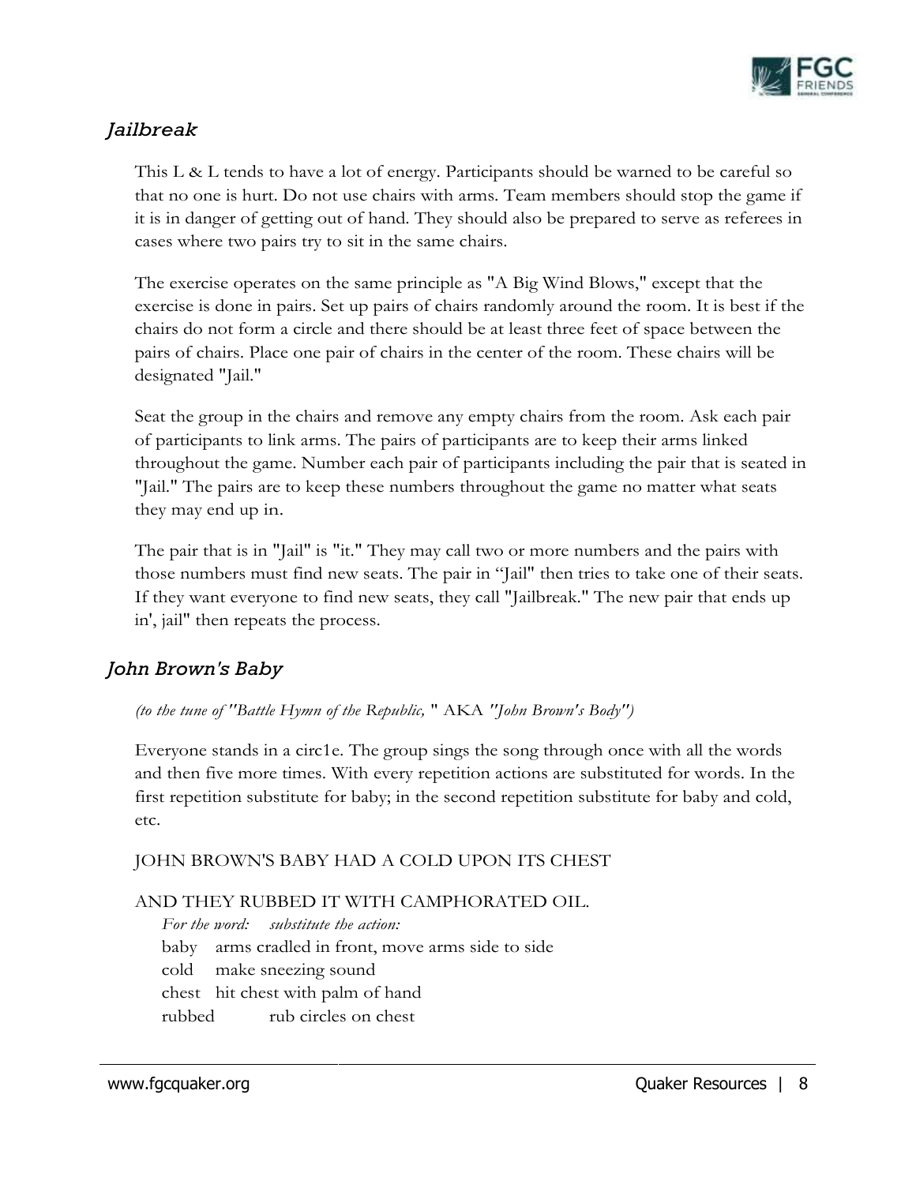## *Jailbreak*

This L & L tends to have a lot of energy. Participants should be warned to be careful so that no one is hurt. Do not use chairs with arms. Team members should stop the game if it is in danger of getting out of hand. They should also be prepared to serve as referees in cases where two pairs try to sit in the same chairs.

The exercise operates on the same principle as "A Big Wind Blows," except that the exercise is done in pairs. Set up pairs of chairs randomly around the room. It is best if the chairs do not form a circle and there should be at least three feet of space between the pairs of chairs. Place one pair of chairs in the center of the room. These chairs will be designated "Jail."

Seat the group in the chairs and remove any empty chairs from the room. Ask each pair of participants to link arms. The pairs of participants are to keep their arms linked throughout the game. Number each pair of participants including the pair that is seated in "Jail." The pairs are to keep these numbers throughout the game no matter what seats they may end up in.

The pair that is in "Jail" is "it." They may call two or more numbers and the pairs with those numbers must find new seats. The pair in "Jail" then tries to take one of their seats. If they want everyone to find new seats, they call "Jailbreak." The new pair that ends up in', jail" then repeats the process.

## *John Brown's Baby*

*(to the tune of "Battle Hymn of the Republic,"* AKA *"John Brown's Body")*

Everyone stands in a circ1e. The group sings the song through once with all the words and then five more times. With every repetition actions are substituted for words. In the first repetition substitute for baby; in the second repetition substitute for baby and cold, etc.

JOHN BROWN'S BABY HAD A COLD UPON ITS CHEST

AND THEY RUBBED IT WITH CAMPHORATED OIL.

| *For the word:* | *substitute the action:* |
|---|---|
| baby | arms cradled in front, move arms side to side |
| cold | make sneezing sound |
| chest | hit chest with palm of hand |
| rubbed | rub circles on chest |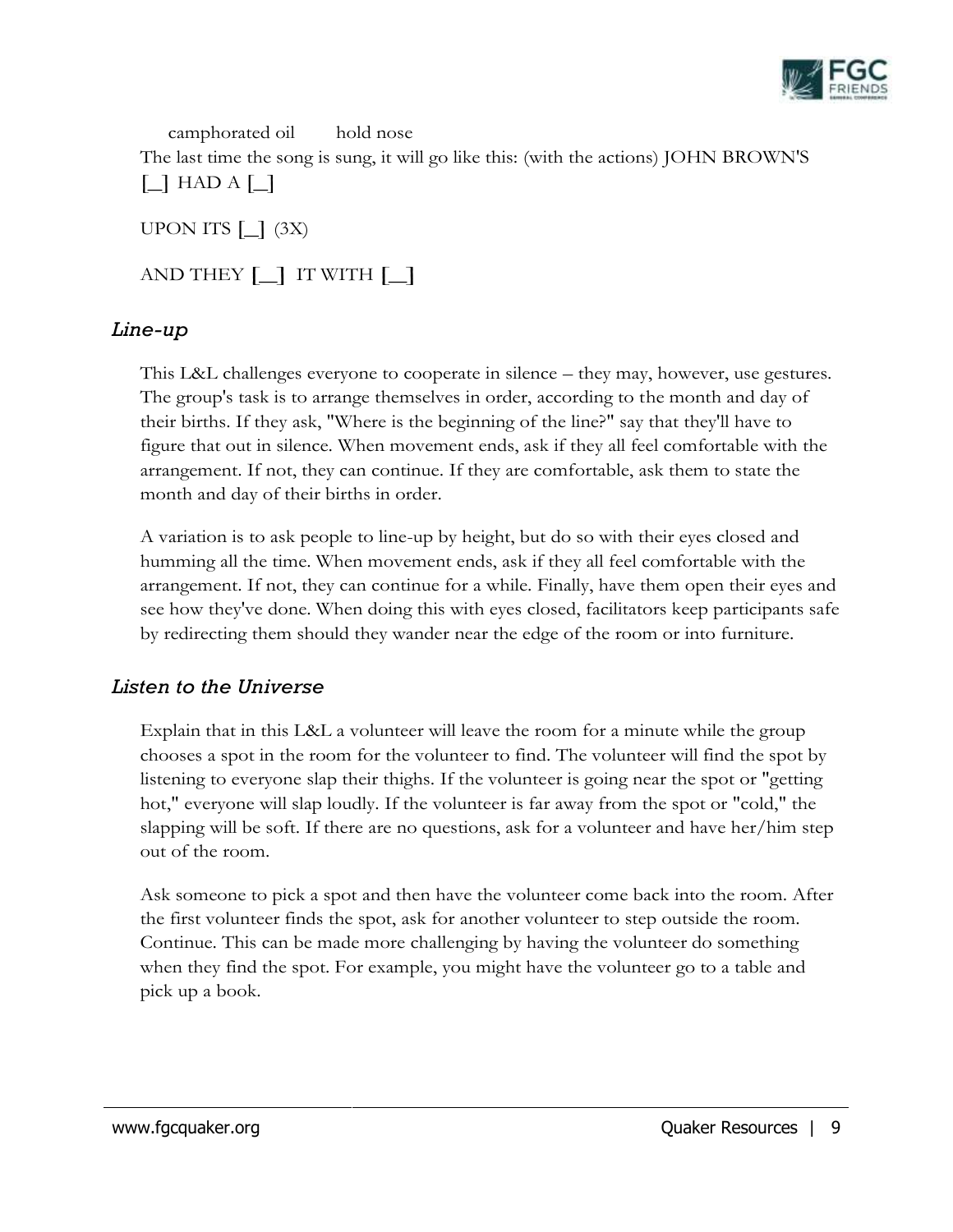camphorated oil    hold nose

The last time the song is sung, it will go like this: (with the actions) JOHN BROWN'S [_] HAD A [_]

UPON ITS [_] (3X)

AND THEY [__] IT WITH [__]

### *Line-up*

This L&L challenges everyone to cooperate in silence – they may, however, use gestures. The group's task is to arrange themselves in order, according to the month and day of their births. If they ask, "Where is the beginning of the line?" say that they'll have to figure that out in silence. When movement ends, ask if they all feel comfortable with the arrangement. If not, they can continue. If they are comfortable, ask them to state the month and day of their births in order.

A variation is to ask people to line-up by height, but do so with their eyes closed and humming all the time. When movement ends, ask if they all feel comfortable with the arrangement. If not, they can continue for a while. Finally, have them open their eyes and see how they've done. When doing this with eyes closed, facilitators keep participants safe by redirecting them should they wander near the edge of the room or into furniture.

### *Listen to the Universe*

Explain that in this L&L a volunteer will leave the room for a minute while the group chooses a spot in the room for the volunteer to find. The volunteer will find the spot by listening to everyone slap their thighs. If the volunteer is going near the spot or "getting hot," everyone will slap loudly. If the volunteer is far away from the spot or "cold," the slapping will be soft. If there are no questions, ask for a volunteer and have her/him step out of the room.

Ask someone to pick a spot and then have the volunteer come back into the room. After the first volunteer finds the spot, ask for another volunteer to step outside the room. Continue. This can be made more challenging by having the volunteer do something when they find the spot. For example, you might have the volunteer go to a table and pick up a book.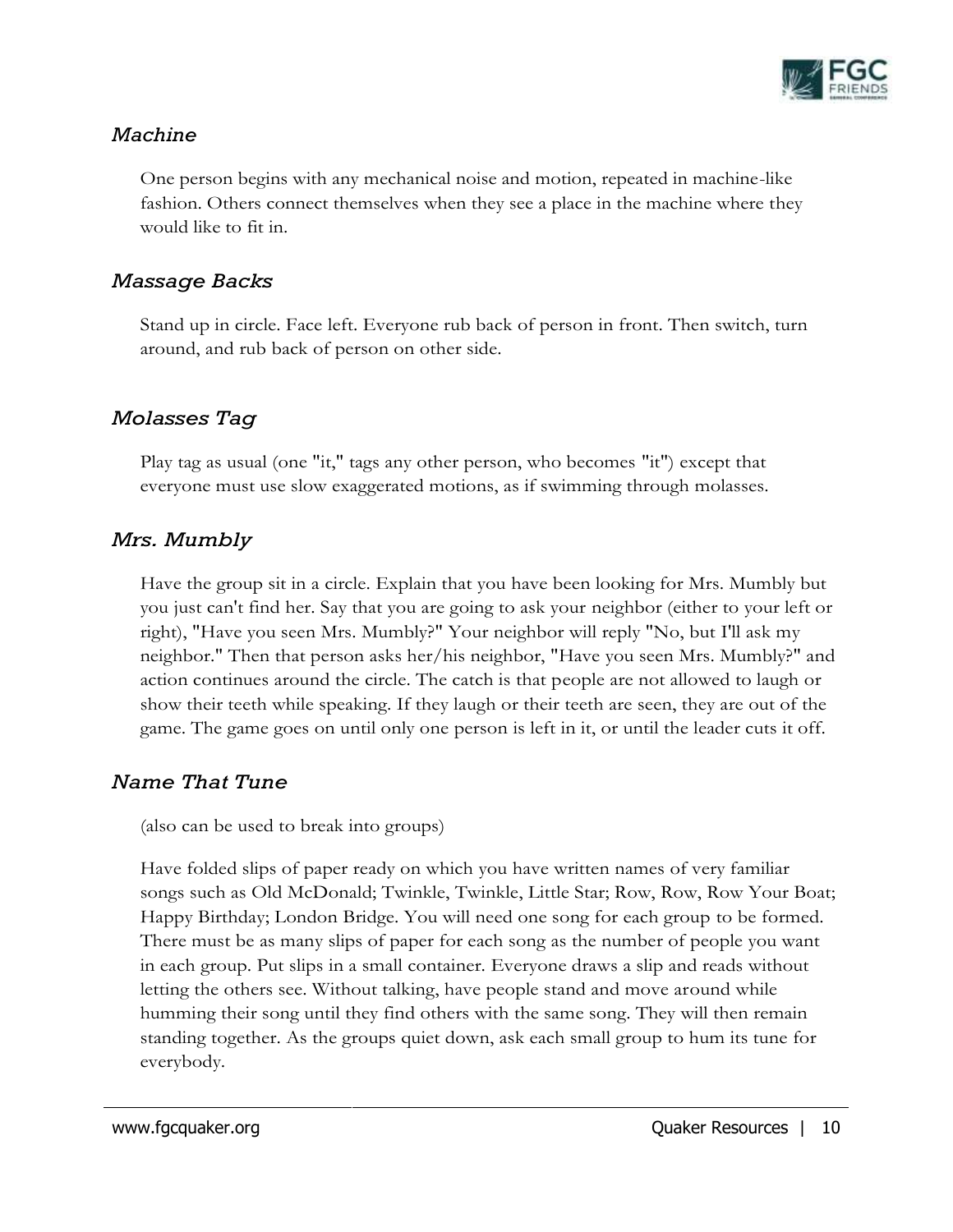### *Machine*

One person begins with any mechanical noise and motion, repeated in machine-like fashion. Others connect themselves when they see a place in the machine where they would like to fit in.

### *Massage Backs*

Stand up in circle. Face left. Everyone rub back of person in front. Then switch, turn around, and rub back of person on other side.

### *Molasses Tag*

Play tag as usual (one "it," tags any other person, who becomes "it") except that everyone must use slow exaggerated motions, as if swimming through molasses.

### *Mrs. Mumbly*

Have the group sit in a circle. Explain that you have been looking for Mrs. Mumbly but you just can't find her. Say that you are going to ask your neighbor (either to your left or right), "Have you seen Mrs. Mumbly?" Your neighbor will reply "No, but I'll ask my neighbor." Then that person asks her/his neighbor, "Have you seen Mrs. Mumbly?" and action continues around the circle. The catch is that people are not allowed to laugh or show their teeth while speaking. If they laugh or their teeth are seen, they are out of the game. The game goes on until only one person is left in it, or until the leader cuts it off.

### *Name That Tune*

(also can be used to break into groups)

Have folded slips of paper ready on which you have written names of very familiar songs such as Old McDonald; Twinkle, Twinkle, Little Star; Row, Row, Row Your Boat; Happy Birthday; London Bridge. You will need one song for each group to be formed. There must be as many slips of paper for each song as the number of people you want in each group. Put slips in a small container. Everyone draws a slip and reads without letting the others see. Without talking, have people stand and move around while humming their song until they find others with the same song. They will then remain standing together. As the groups quiet down, ask each small group to hum its tune for everybody.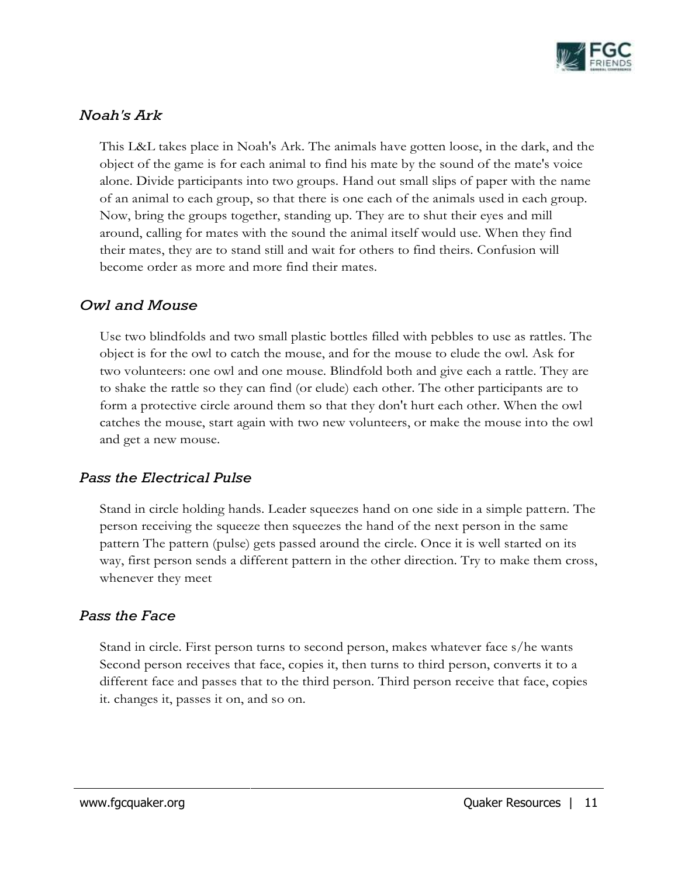### *Noah's Ark*

This L&L takes place in Noah's Ark. The animals have gotten loose, in the dark, and the object of the game is for each animal to find his mate by the sound of the mate's voice alone. Divide participants into two groups. Hand out small slips of paper with the name of an animal to each group, so that there is one each of the animals used in each group. Now, bring the groups together, standing up. They are to shut their eyes and mill around, calling for mates with the sound the animal itself would use. When they find their mates, they are to stand still and wait for others to find theirs. Confusion will become order as more and more find their mates.

### *Owl and Mouse*

Use two blindfolds and two small plastic bottles filled with pebbles to use as rattles. The object is for the owl to catch the mouse, and for the mouse to elude the owl. Ask for two volunteers: one owl and one mouse. Blindfold both and give each a rattle. They are to shake the rattle so they can find (or elude) each other. The other participants are to form a protective circle around them so that they don't hurt each other. When the owl catches the mouse, start again with two new volunteers, or make the mouse into the owl and get a new mouse.

### *Pass the Electrical Pulse*

Stand in circle holding hands. Leader squeezes hand on one side in a simple pattern. The person receiving the squeeze then squeezes the hand of the next person in the same pattern The pattern (pulse) gets passed around the circle. Once it is well started on its way, first person sends a different pattern in the other direction. Try to make them cross, whenever they meet

### *Pass the Face*

Stand in circle. First person turns to second person, makes whatever face s/he wants Second person receives that face, copies it, then turns to third person, converts it to a different face and passes that to the third person. Third person receive that face, copies it. changes it, passes it on, and so on.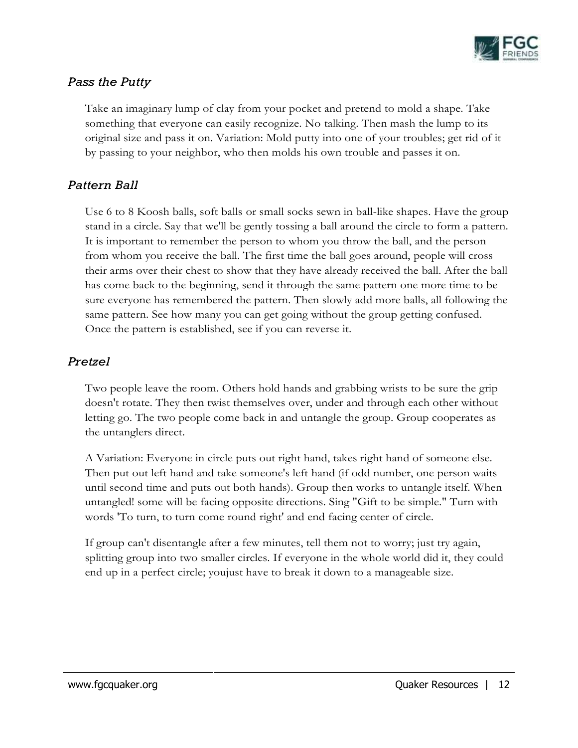### *Pass the Putty*

Take an imaginary lump of clay from your pocket and pretend to mold a shape. Take something that everyone can easily recognize. No talking. Then mash the lump to its original size and pass it on. Variation: Mold putty into one of your troubles; get rid of it by passing to your neighbor, who then molds his own trouble and passes it on.

### *Pattern Ball*

Use 6 to 8 Koosh balls, soft balls or small socks sewn in ball-like shapes. Have the group stand in a circle. Say that we'll be gently tossing a ball around the circle to form a pattern. It is important to remember the person to whom you throw the ball, and the person from whom you receive the ball. The first time the ball goes around, people will cross their arms over their chest to show that they have already received the ball. After the ball has come back to the beginning, send it through the same pattern one more time to be sure everyone has remembered the pattern. Then slowly add more balls, all following the same pattern. See how many you can get going without the group getting confused. Once the pattern is established, see if you can reverse it.

### *Pretzel*

Two people leave the room. Others hold hands and grabbing wrists to be sure the grip doesn't rotate. They then twist themselves over, under and through each other without letting go. The two people come back in and untangle the group. Group cooperates as the untanglers direct.

A Variation: Everyone in circle puts out right hand, takes right hand of someone else. Then put out left hand and take someone's left hand (if odd number, one person waits until second time and puts out both hands). Group then works to untangle itself. When untangled! some will be facing opposite directions. Sing "Gift to be simple." Turn with words 'To turn, to turn come round right' and end facing center of circle.

If group can't disentangle after a few minutes, tell them not to worry; just try again, splitting group into two smaller circles. If everyone in the whole world did it, they could end up in a perfect circle; youjust have to break it down to a manageable size.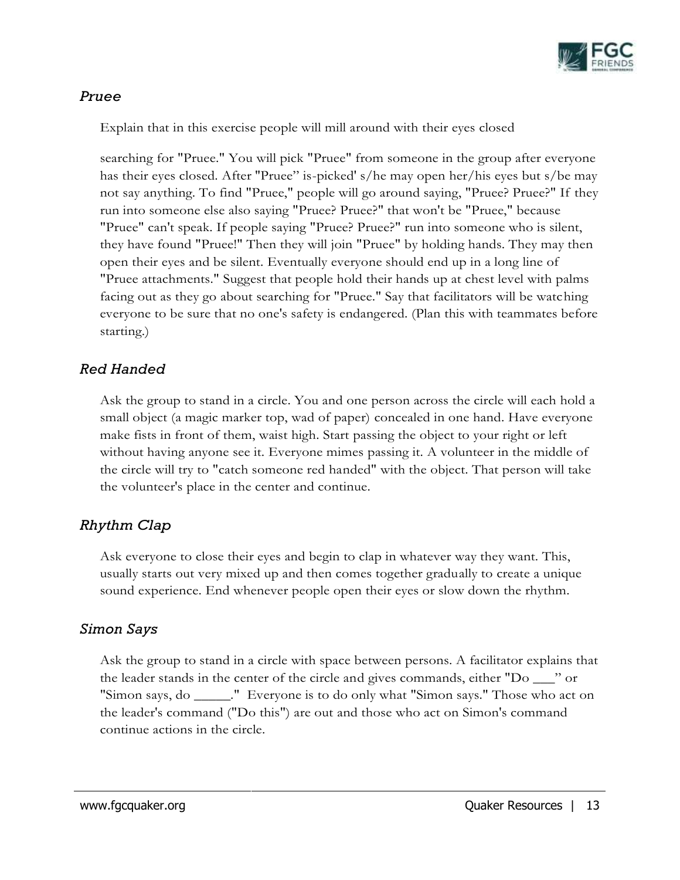### *Pruee*

Explain that in this exercise people will mill around with their eyes closed

searching for "Pruee." You will pick "Pruee" from someone in the group after everyone has their eyes closed. After "Pruee" is-picked' s/he may open her/his eyes but s/be may not say anything. To find "Pruee," people will go around saying, "Pruee? Pruee?" If they run into someone else also saying "Pruee? Pruee?" that won't be "Pruee," because "Pruee" can't speak. If people saying "Pruee? Pruee?" run into someone who is silent, they have found "Pruee!" Then they will join "Pruee" by holding hands. They may then open their eyes and be silent. Eventually everyone should end up in a long line of "Pruee attachments." Suggest that people hold their hands up at chest level with palms facing out as they go about searching for "Pruee." Say that facilitators will be watching everyone to be sure that no one's safety is endangered. (Plan this with teammates before starting.)

### *Red Handed*

Ask the group to stand in a circle. You and one person across the circle will each hold a small object (a magic marker top, wad of paper) concealed in one hand. Have everyone make fists in front of them, waist high. Start passing the object to your right or left without having anyone see it. Everyone mimes passing it. A volunteer in the middle of the circle will try to "catch someone red handed" with the object. That person will take the volunteer's place in the center and continue.

### *Rhythm Clap*

Ask everyone to close their eyes and begin to clap in whatever way they want. This, usually starts out very mixed up and then comes together gradually to create a unique sound experience. End whenever people open their eyes or slow down the rhythm.

### *Simon Says*

Ask the group to stand in a circle with space between persons. A facilitator explains that the leader stands in the center of the circle and gives commands, either "Do ___" or "Simon says, do _____." Everyone is to do only what "Simon says." Those who act on the leader's command ("Do this") are out and those who act on Simon's command continue actions in the circle.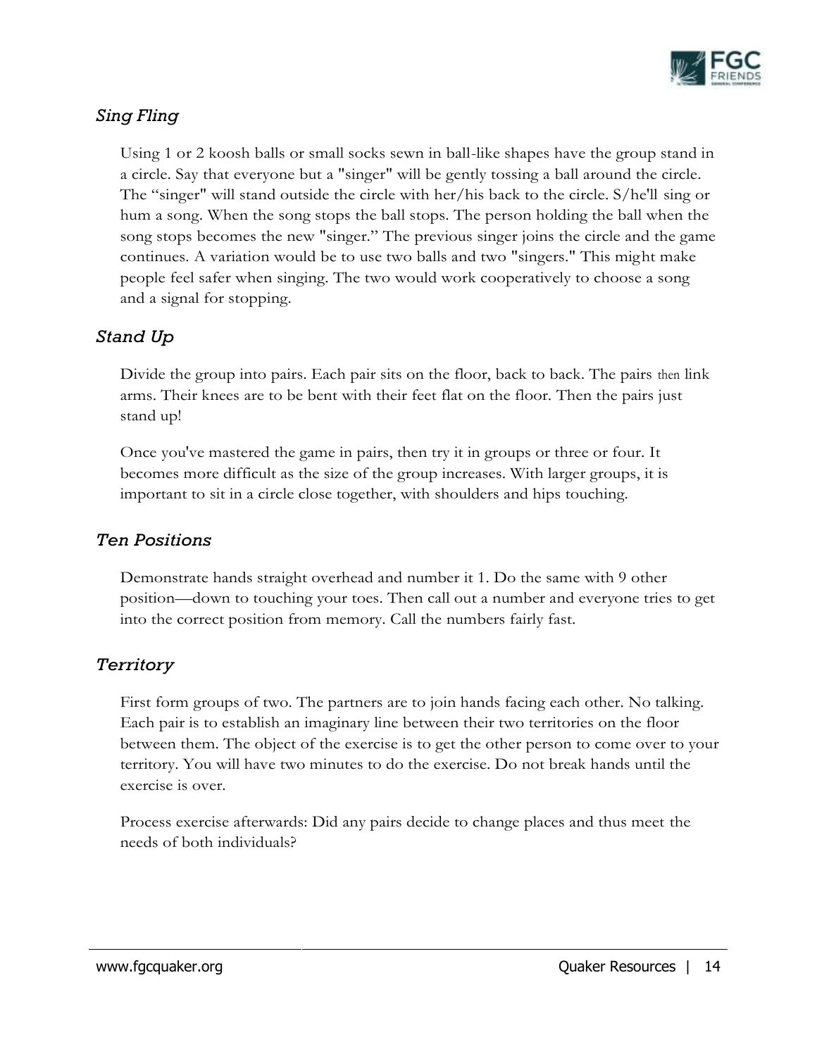### *Sing Fling*

Using 1 or 2 koosh balls or small socks sewn in ball-like shapes have the group stand in a circle. Say that everyone but a "singer" will be gently tossing a ball around the circle. The "singer" will stand outside the circle with her/his back to the circle. S/he'll sing or hum a song. When the song stops the ball stops. The person holding the ball when the song stops becomes the new "singer." The previous singer joins the circle and the game continues. A variation would be to use two balls and two "singers." This might make people feel safer when singing. The two would work cooperatively to choose a song and a signal for stopping.

### *Stand Up*

Divide the group into pairs. Each pair sits on the floor, back to back. The pairs then link arms. Their knees are to be bent with their feet flat on the floor. Then the pairs just stand up!

Once you've mastered the game in pairs, then try it in groups or three or four. It becomes more difficult as the size of the group increases. With larger groups, it is important to sit in a circle close together, with shoulders and hips touching.

### *Ten Positions*

Demonstrate hands straight overhead and number it 1. Do the same with 9 other position—down to touching your toes. Then call out a number and everyone tries to get into the correct position from memory. Call the numbers fairly fast.

### *Territory*

First form groups of two. The partners are to join hands facing each other. No talking. Each pair is to establish an imaginary line between their two territories on the floor between them. The object of the exercise is to get the other person to come over to your territory. You will have two minutes to do the exercise. Do not break hands until the exercise is over.

Process exercise afterwards: Did any pairs decide to change places and thus meet the needs of both individuals?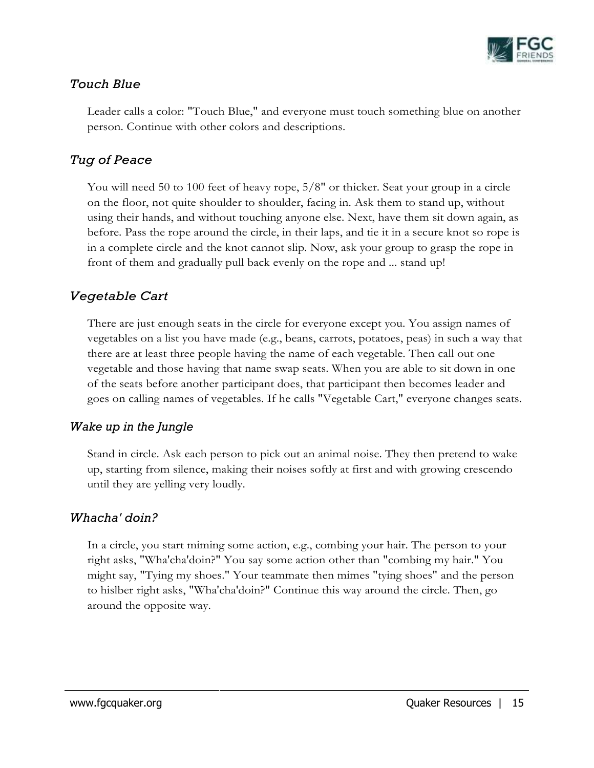### *Touch Blue*

Leader calls a color: "Touch Blue," and everyone must touch something blue on another person. Continue with other colors and descriptions.

### *Tug of Peace*

You will need 50 to 100 feet of heavy rope, 5/8" or thicker. Seat your group in a circle on the floor, not quite shoulder to shoulder, facing in. Ask them to stand up, without using their hands, and without touching anyone else. Next, have them sit down again, as before. Pass the rope around the circle, in their laps, and tie it in a secure knot so rope is in a complete circle and the knot cannot slip. Now, ask your group to grasp the rope in front of them and gradually pull back evenly on the rope and ... stand up!

### *Vegetable Cart*

There are just enough seats in the circle for everyone except you. You assign names of vegetables on a list you have made (e.g., beans, carrots, potatoes, peas) in such a way that there are at least three people having the name of each vegetable. Then call out one vegetable and those having that name swap seats. When you are able to sit down in one of the seats before another participant does, that participant then becomes leader and goes on calling names of vegetables. If he calls "Vegetable Cart," everyone changes seats.

### *Wake up in the Jungle*

Stand in circle. Ask each person to pick out an animal noise. They then pretend to wake up, starting from silence, making their noises softly at first and with growing crescendo until they are yelling very loudly.

### *Whacha' doin?*

In a circle, you start miming some action, e.g., combing your hair. The person to your right asks, "Wha'cha'doin?" You say some action other than "combing my hair." You might say, "Tying my shoes." Your teammate then mimes "tying shoes" and the person to hislber right asks, "Wha'cha'doin?" Continue this way around the circle. Then, go around the opposite way.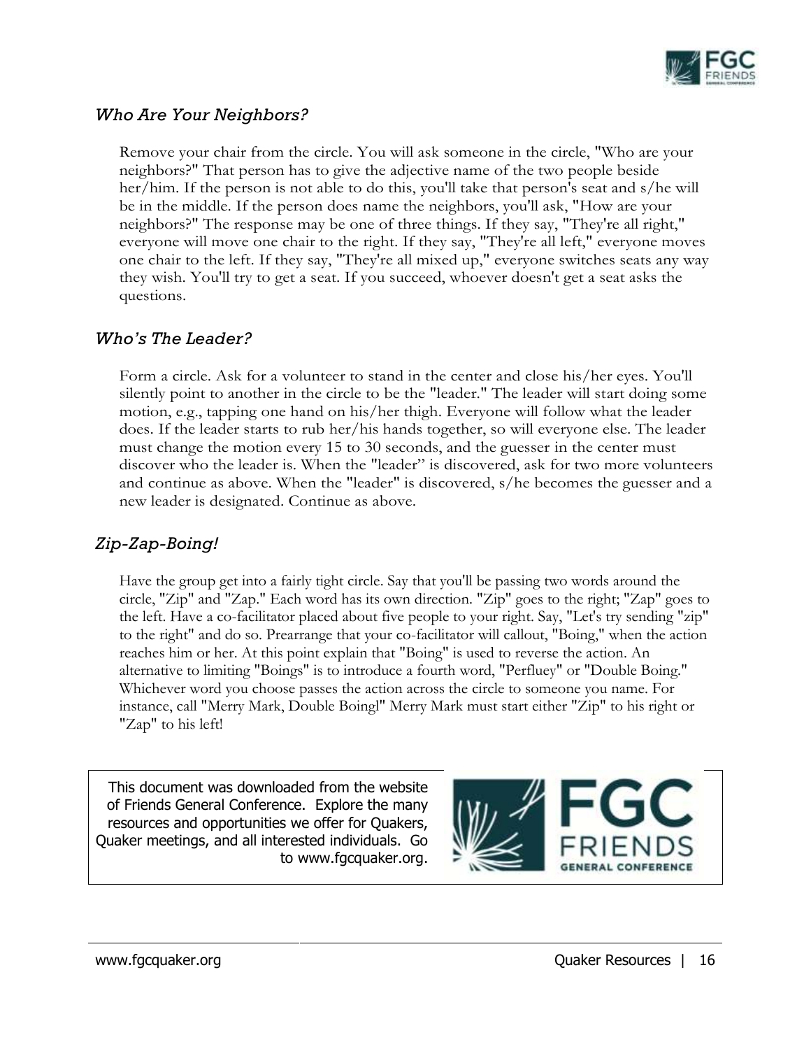## *Who Are Your Neighbors?*

Remove your chair from the circle. You will ask someone in the circle, "Who are your neighbors?" That person has to give the adjective name of the two people beside her/him. If the person is not able to do this, you'll take that person's seat and s/he will be in the middle. If the person does name the neighbors, you'll ask, "How are your neighbors?" The response may be one of three things. If they say, "They're all right," everyone will move one chair to the right. If they say, "They're all left," everyone moves one chair to the left. If they say, "They're all mixed up," everyone switches seats any way they wish. You'll try to get a seat. If you succeed, whoever doesn't get a seat asks the questions.

## *Who's The Leader?*

Form a circle. Ask for a volunteer to stand in the center and close his/her eyes. You'll silently point to another in the circle to be the "leader." The leader will start doing some motion, e.g., tapping one hand on his/her thigh. Everyone will follow what the leader does. If the leader starts to rub her/his hands together, so will everyone else. The leader must change the motion every 15 to 30 seconds, and the guesser in the center must discover who the leader is. When the "leader" is discovered, ask for two more volunteers and continue as above. When the "leader" is discovered, s/he becomes the guesser and a new leader is designated. Continue as above.

## *Zip-Zap-Boing!*

Have the group get into a fairly tight circle. Say that you'll be passing two words around the circle, "Zip" and "Zap." Each word has its own direction. "Zip" goes to the right; "Zap" goes to the left. Have a co-facilitator placed about five people to your right. Say, "Let's try sending "zip" to the right" and do so. Prearrange that your co-facilitator will callout, "Boing," when the action reaches him or her. At this point explain that "Boing" is used to reverse the action. An alternative to limiting "Boings" is to introduce a fourth word, "Perfluey" or "Double Boing." Whichever word you choose passes the action across the circle to someone you name. For instance, call "Merry Mark, Double Boing!" Merry Mark must start either "Zip" to his right or "Zap" to his left!

This document was downloaded from the website of Friends General Conference. Explore the many resources and opportunities we offer for Quakers, Quaker meetings, and all interested individuals. Go to www.fgcquaker.org.